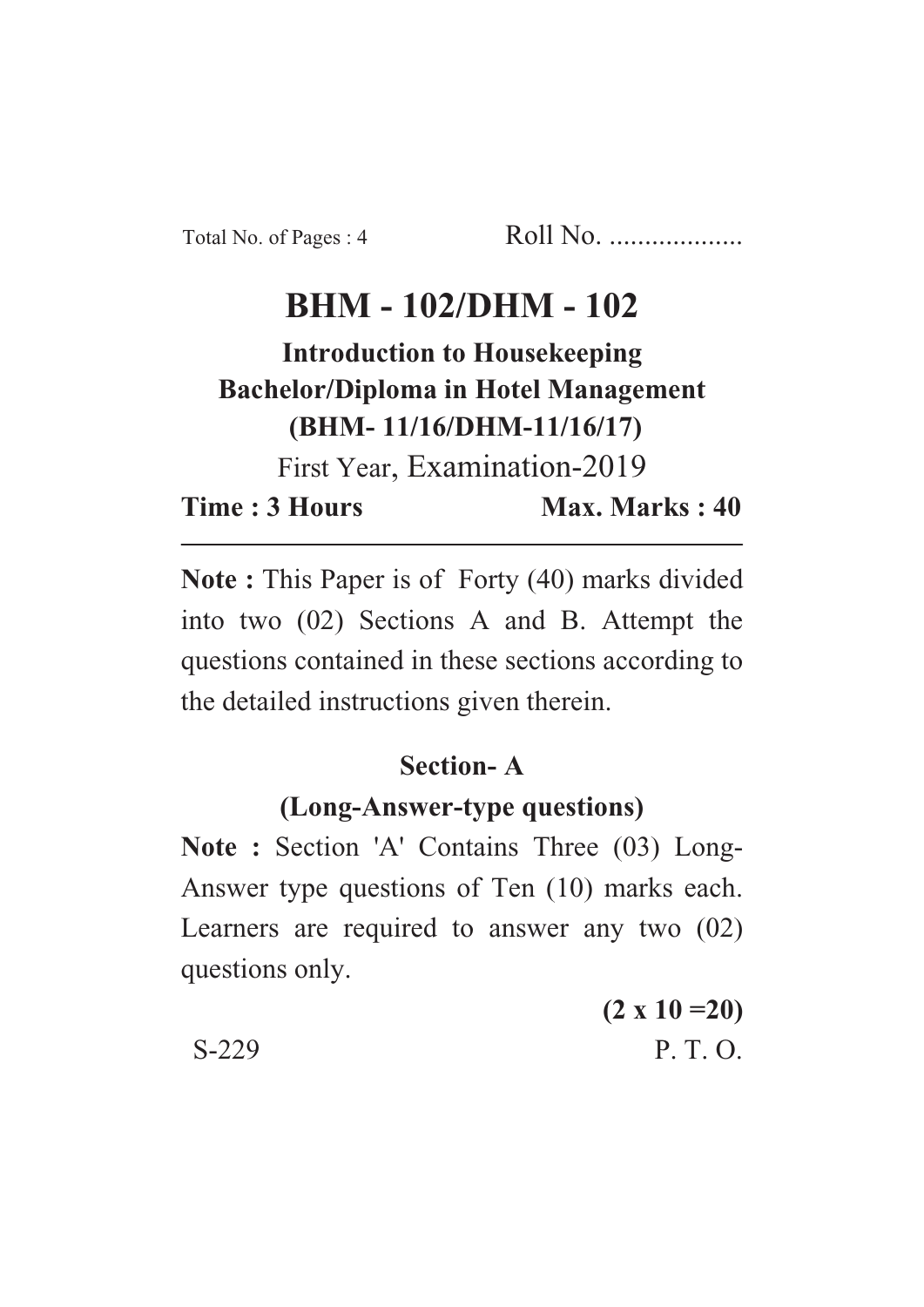Total No. of Pages : 4 Roll No. ...................

# BHM - 102/DHM - 102

## Introduction to Housekeeping

## Bachelor/Diploma in Hotel Management

## (BHM- 11/16/DHM-11/16/17)

First Year, Examination-2019

**Time : 3 Hours** **Max. Marks : 40**

---

**Note :** This Paper is of Forty (40) marks divided into two (02) Sections A and B. Attempt the questions contained in these sections according to the detailed instructions given therein.

## Section- A

### (Long-Answer-type questions)

**Note :** Section 'A' Contains Three (03) Long-Answer type questions of Ten (10) marks each. Learners are required to answer any two (02) questions only.

**(2 x 10 =20)**

S-229 P. T. O.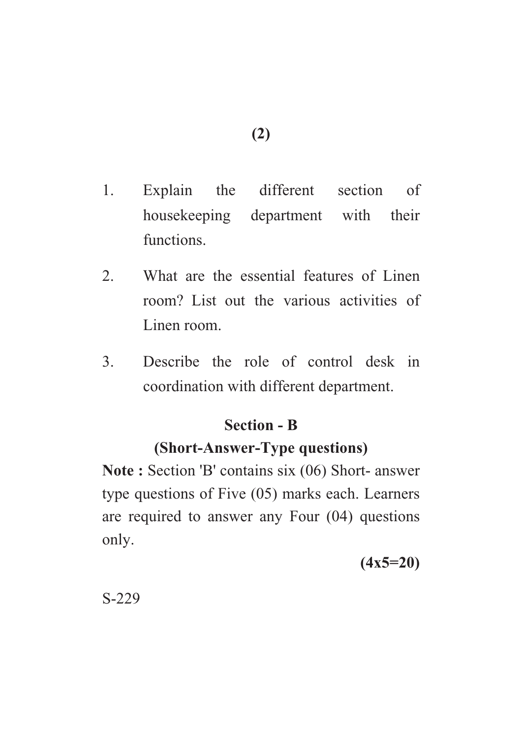1. Explain the different section of housekeeping department with their functions.

2. What are the essential features of Linen room? List out the various activities of Linen room.

3. Describe the role of control desk in coordination with different department.

## Section - B

## (Short-Answer-Type questions)

**Note :** Section 'B' contains six (06) Short- answer type questions of Five (05) marks each. Learners are required to answer any Four (04) questions only.

**(4x5=20)**

S-229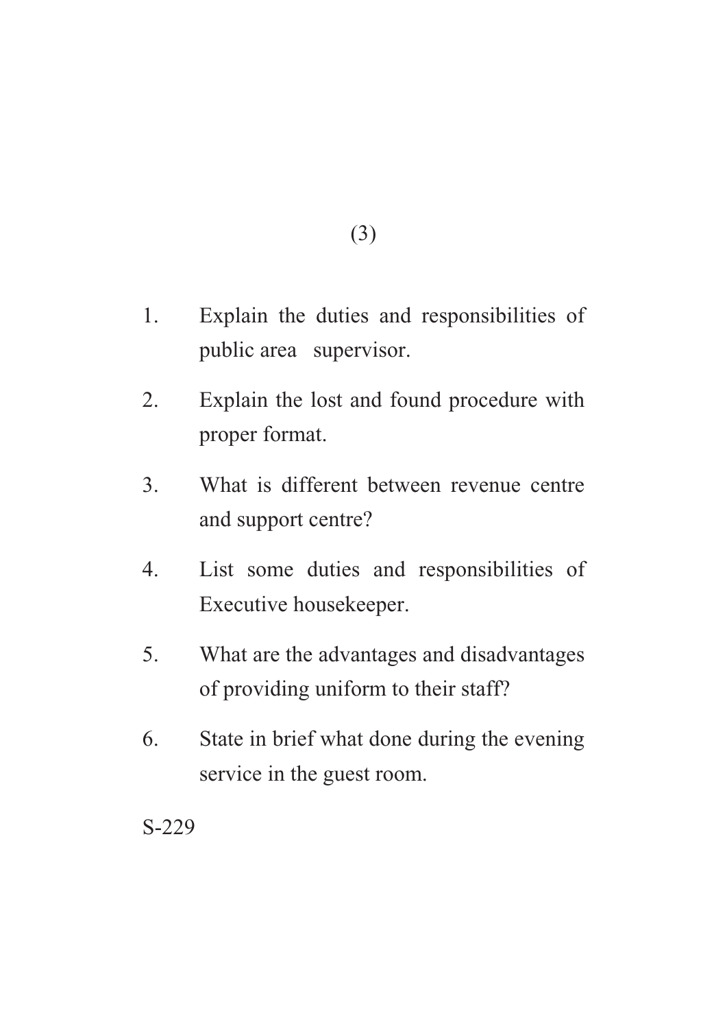1. Explain the duties and responsibilities of public area supervisor.
2. Explain the lost and found procedure with proper format.
3. What is different between revenue centre and support centre?
4. List some duties and responsibilities of Executive housekeeper.
5. What are the advantages and disadvantages of providing uniform to their staff?
6. State in brief what done during the evening service in the guest room.

S-229